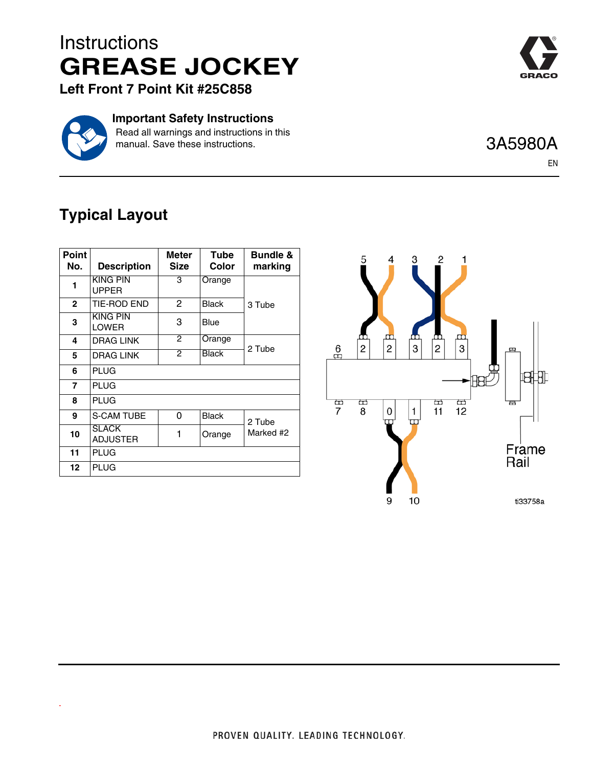# Instructions
# GREASE JOCKEY
### Left Front 7 Point Kit #25C858

**Important Safety Instructions**
Read all warnings and instructions in this manual. Save these instructions.

3A5980A

EN

## Typical Layout

| Point No. | Description | Meter Size | Tube Color | Bundle & marking |
|---|---|---|---|---|
| 1 | KING PIN UPPER | 3 | Orange | 3 Tube |
| 2 | TIE-ROD END | 2 | Black | |
| 3 | KING PIN LOWER | 3 | Blue | |
| 4 | DRAG LINK | 2 | Orange | 2 Tube |
| 5 | DRAG LINK | 2 | Black | |
| 6 | PLUG | | | |
| 7 | PLUG | | | |
| 8 | PLUG | | | |
| 9 | S-CAM TUBE | 0 | Black | 2 Tube Marked #2 |
| 10 | SLACK ADJUSTER | 1 | Orange | |
| 11 | PLUG | | | |
| 12 | PLUG | | | |

ti33758a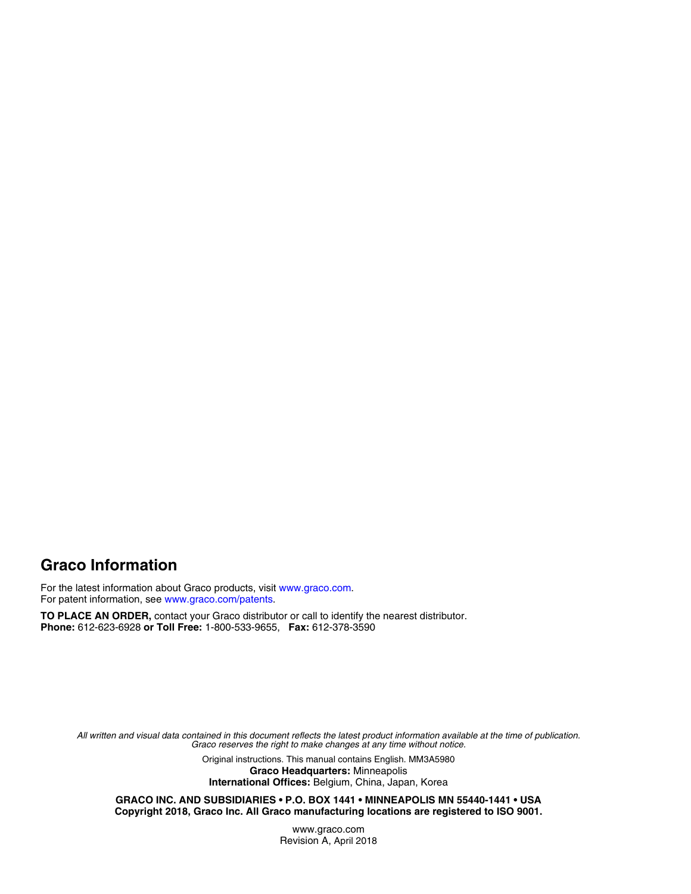## Graco Information

For the latest information about Graco products, visit www.graco.com.
For patent information, see www.graco.com/patents.

**TO PLACE AN ORDER,** contact your Graco distributor or call to identify the nearest distributor.
**Phone:** 612-623-6928 **or Toll Free:** 1-800-533-9655, **Fax:** 612-378-3590

*All written and visual data contained in this document reflects the latest product information available at the time of publication. Graco reserves the right to make changes at any time without notice.*

Original instructions. This manual contains English. MM3A5980
**Graco Headquarters:** Minneapolis
**International Offices:** Belgium, China, Japan, Korea

**GRACO INC. AND SUBSIDIARIES • P.O. BOX 1441 • MINNEAPOLIS MN 55440-1441 • USA**
**Copyright 2018, Graco Inc. All Graco manufacturing locations are registered to ISO 9001.**

www.graco.com
Revision A, April 2018